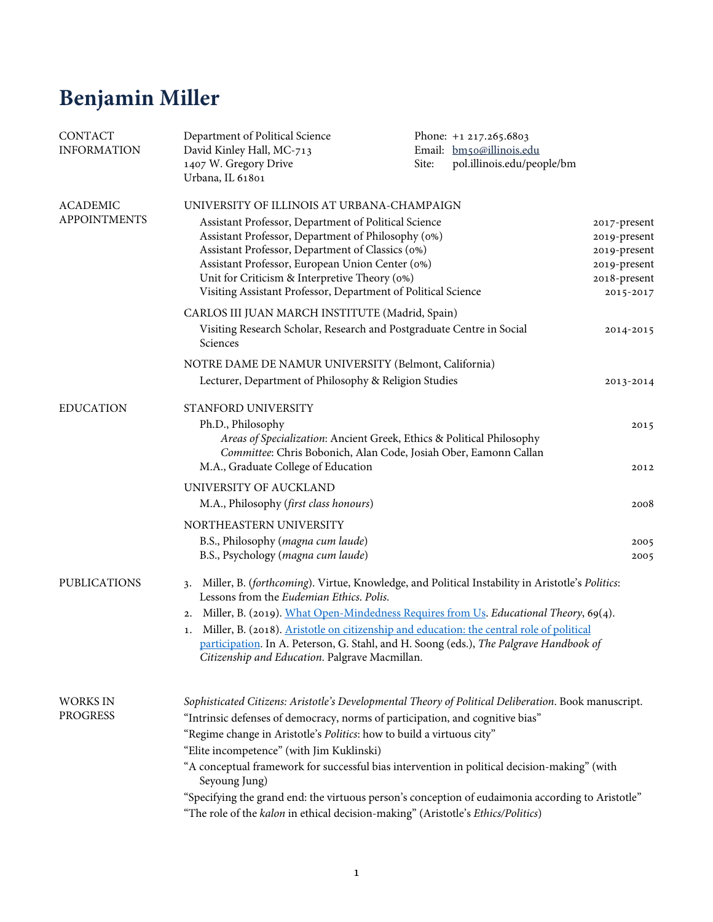# Benjamin Miller

## CONTACT INFORMATION

Department of Political Science
David Kinley Hall, MC-713
1407 W. Gregory Drive
Urbana, IL 61801

Phone: +1 217.265.6803
Email: [bm50@illinois.edu](mailto:bm50@illinois.edu)
Site: pol.illinois.edu/people/bm

## ACADEMIC APPOINTMENTS

UNIVERSITY OF ILLINOIS AT URBANA-CHAMPAIGN

- Assistant Professor, Department of Political Science — 2017-present
- Assistant Professor, Department of Philosophy (0%) — 2019-present
- Assistant Professor, Department of Classics (0%) — 2019-present
- Assistant Professor, European Union Center (0%) — 2019-present
- Unit for Criticism & Interpretive Theory (0%) — 2018-present
- Visiting Assistant Professor, Department of Political Science — 2015-2017

CARLOS III JUAN MARCH INSTITUTE (Madrid, Spain)

- Visiting Research Scholar, Research and Postgraduate Centre in Social Sciences — 2014-2015

NOTRE DAME DE NAMUR UNIVERSITY (Belmont, California)

- Lecturer, Department of Philosophy & Religion Studies — 2013-2014

## EDUCATION

STANFORD UNIVERSITY

- Ph.D., Philosophy — 2015
  - *Areas of Specialization*: Ancient Greek, Ethics & Political Philosophy
  - *Committee*: Chris Bobonich, Alan Code, Josiah Ober, Eamonn Callan
- M.A., Graduate College of Education — 2012

UNIVERSITY OF AUCKLAND

- M.A., Philosophy (*first class honours*) — 2008

NORTHEASTERN UNIVERSITY

- B.S., Philosophy (*magna cum laude*) — 2005
- B.S., Psychology (*magna cum laude*) — 2005

## PUBLICATIONS

3. Miller, B. (*forthcoming*). Virtue, Knowledge, and Political Instability in Aristotle's *Politics*: Lessons from the *Eudemian Ethics*. *Polis*.
2. Miller, B. (2019). What Open-Mindedness Requires from Us. *Educational Theory*, 69(4).
1. Miller, B. (2018). Aristotle on citizenship and education: the central role of political participation. In A. Peterson, G. Stahl, and H. Soong (eds.), *The Palgrave Handbook of Citizenship and Education*. Palgrave Macmillan.

## WORKS IN PROGRESS

*Sophisticated Citizens: Aristotle's Developmental Theory of Political Deliberation*. Book manuscript.

"Intrinsic defenses of democracy, norms of participation, and cognitive bias"

"Regime change in Aristotle's *Politics*: how to build a virtuous city"

"Elite incompetence" (with Jim Kuklinski)

"A conceptual framework for successful bias intervention in political decision-making" (with Seyoung Jung)

"Specifying the grand end: the virtuous person's conception of eudaimonia according to Aristotle"

"The role of the *kalon* in ethical decision-making" (Aristotle's *Ethics/Politics*)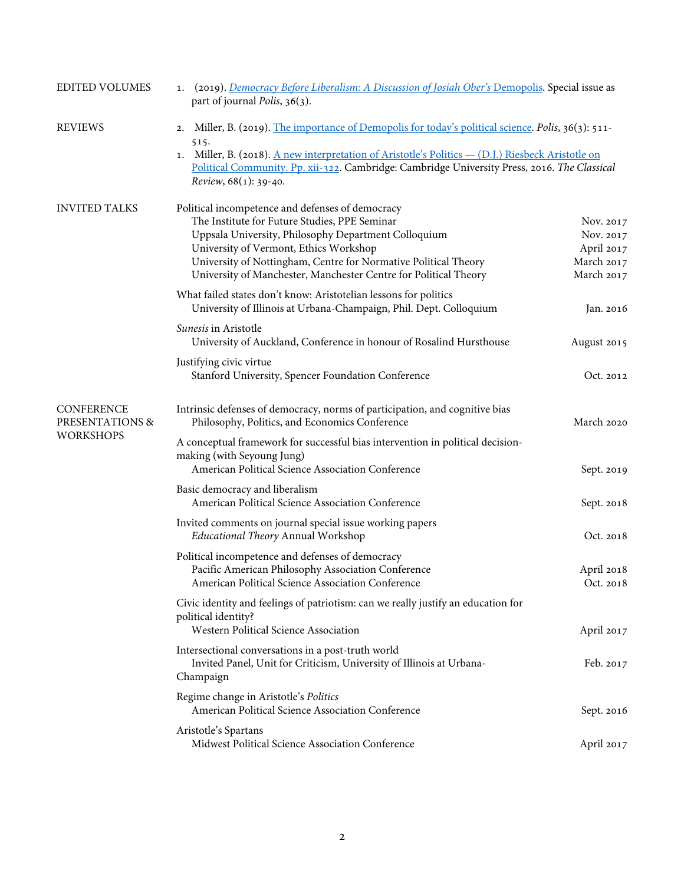## EDITED VOLUMES

1. (2019). [*Democracy Before Liberalism: A Discussion of Josiah Ober's* Demopolis](). Special issue as part of journal *Polis*, 36(3).

## REVIEWS

2. Miller, B. (2019). [The importance of Demopolis for today's political science](). *Polis*, 36(3): 511-515.
1. Miller, B. (2018). [A new interpretation of Aristotle's Politics — (D.J.) Riesbeck Aristotle on Political Community. Pp. xii-322](). Cambridge: Cambridge University Press, 2016. *The Classical Review*, 68(1): 39-40.

## INVITED TALKS

Political incompetence and defenses of democracy
- The Institute for Future Studies, PPE Seminar — Nov. 2017
- Uppsala University, Philosophy Department Colloquium — Nov. 2017
- University of Vermont, Ethics Workshop — April 2017
- University of Nottingham, Centre for Normative Political Theory — March 2017
- University of Manchester, Manchester Centre for Political Theory — March 2017

What failed states don't know: Aristotelian lessons for politics
- University of Illinois at Urbana-Champaign, Phil. Dept. Colloquium — Jan. 2016

*Sunesis* in Aristotle
- University of Auckland, Conference in honour of Rosalind Hursthouse — August 2015

Justifying civic virtue
- Stanford University, Spencer Foundation Conference — Oct. 2012

## CONFERENCE PRESENTATIONS & WORKSHOPS

Intrinsic defenses of democracy, norms of participation, and cognitive bias
- Philosophy, Politics, and Economics Conference — March 2020

A conceptual framework for successful bias intervention in political decision-making (with Seyoung Jung)
- American Political Science Association Conference — Sept. 2019

Basic democracy and liberalism
- American Political Science Association Conference — Sept. 2018

Invited comments on journal special issue working papers
- *Educational Theory* Annual Workshop — Oct. 2018

Political incompetence and defenses of democracy
- Pacific American Philosophy Association Conference — April 2018
- American Political Science Association Conference — Oct. 2018

Civic identity and feelings of patriotism: can we really justify an education for political identity?
- Western Political Science Association — April 2017

Intersectional conversations in a post-truth world
- Invited Panel, Unit for Criticism, University of Illinois at Urbana-Champaign — Feb. 2017

Regime change in Aristotle's *Politics*
- American Political Science Association Conference — Sept. 2016

Aristotle's Spartans
- Midwest Political Science Association Conference — April 2017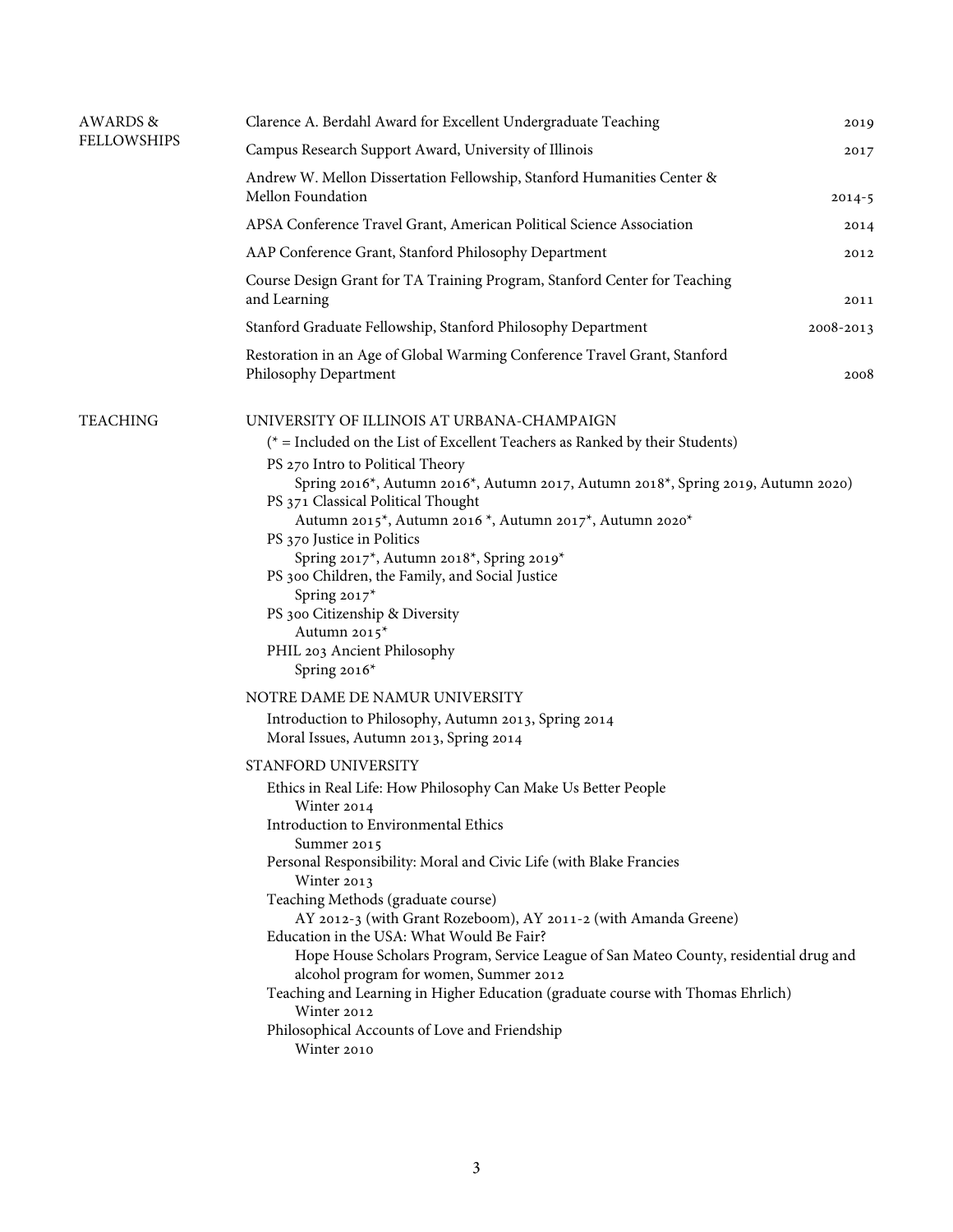## AWARDS & FELLOWSHIPS

| | |
|---|---|
| Clarence A. Berdahl Award for Excellent Undergraduate Teaching | 2019 |
| Campus Research Support Award, University of Illinois | 2017 |
| Andrew W. Mellon Dissertation Fellowship, Stanford Humanities Center & Mellon Foundation | 2014-5 |
| APSA Conference Travel Grant, American Political Science Association | 2014 |
| AAP Conference Grant, Stanford Philosophy Department | 2012 |
| Course Design Grant for TA Training Program, Stanford Center for Teaching and Learning | 2011 |
| Stanford Graduate Fellowship, Stanford Philosophy Department | 2008-2013 |
| Restoration in an Age of Global Warming Conference Travel Grant, Stanford Philosophy Department | 2008 |

## TEACHING

UNIVERSITY OF ILLINOIS AT URBANA-CHAMPAIGN

(* = Included on the List of Excellent Teachers as Ranked by their Students)

PS 270 Intro to Political Theory
Spring 2016*, Autumn 2016*, Autumn 2017, Autumn 2018*, Spring 2019, Autumn 2020)

PS 371 Classical Political Thought
Autumn 2015*, Autumn 2016 *, Autumn 2017*, Autumn 2020*

PS 370 Justice in Politics
Spring 2017*, Autumn 2018*, Spring 2019*

PS 300 Children, the Family, and Social Justice
Spring 2017*

PS 300 Citizenship & Diversity
Autumn 2015*

PHIL 203 Ancient Philosophy
Spring 2016*

NOTRE DAME DE NAMUR UNIVERSITY

Introduction to Philosophy, Autumn 2013, Spring 2014
Moral Issues, Autumn 2013, Spring 2014

STANFORD UNIVERSITY

Ethics in Real Life: How Philosophy Can Make Us Better People
Winter 2014

Introduction to Environmental Ethics
Summer 2015

Personal Responsibility: Moral and Civic Life (with Blake Francies
Winter 2013

Teaching Methods (graduate course)
AY 2012-3 (with Grant Rozeboom), AY 2011-2 (with Amanda Greene)

Education in the USA: What Would Be Fair?
Hope House Scholars Program, Service League of San Mateo County, residential drug and alcohol program for women, Summer 2012

Teaching and Learning in Higher Education (graduate course with Thomas Ehrlich)
Winter 2012

Philosophical Accounts of Love and Friendship
Winter 2010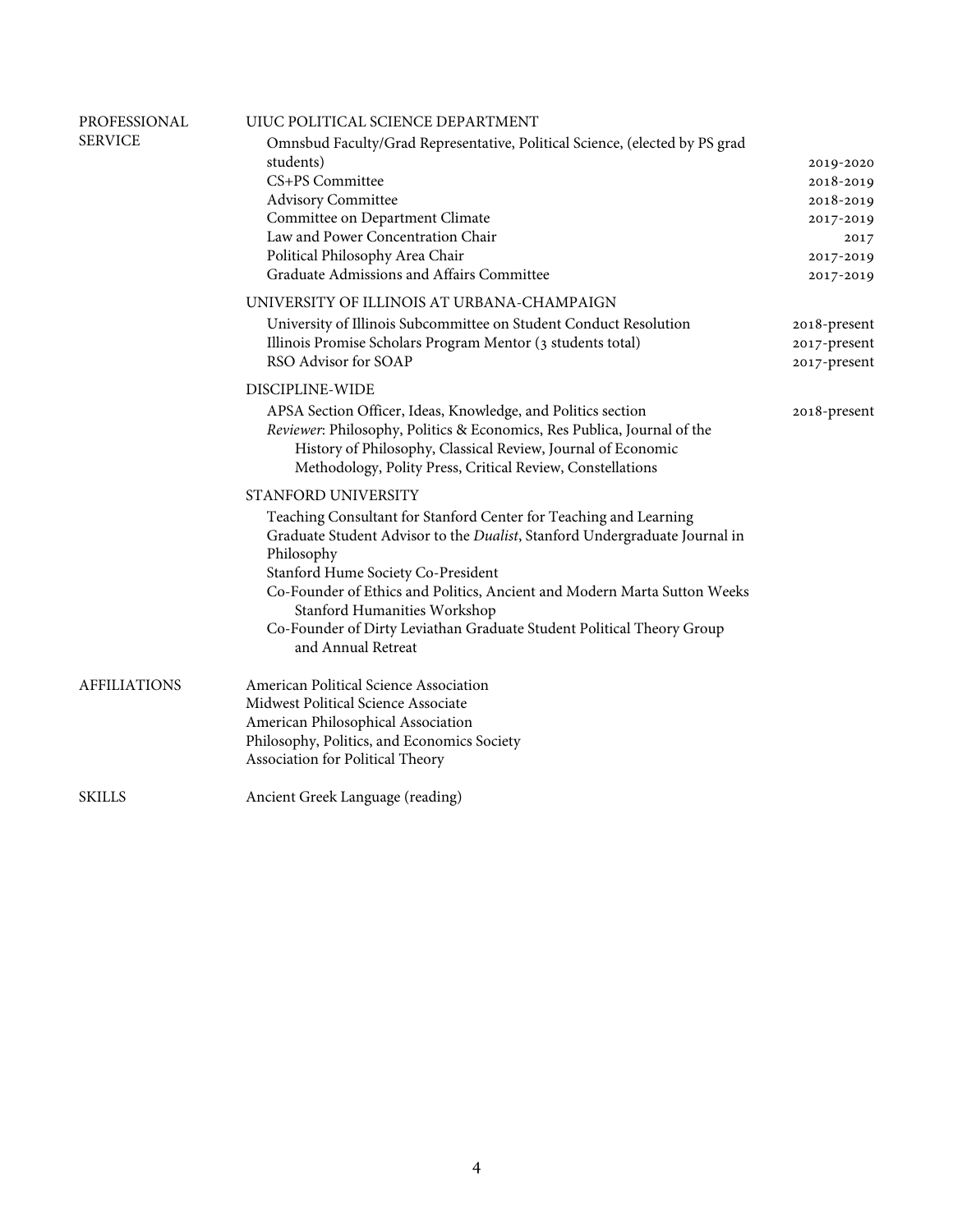## PROFESSIONAL SERVICE

### UIUC POLITICAL SCIENCE DEPARTMENT

- Omnsbud Faculty/Grad Representative, Political Science, (elected by PS grad students) 2019-2020
- CS+PS Committee 2018-2019
- Advisory Committee 2018-2019
- Committee on Department Climate 2017-2019
- Law and Power Concentration Chair 2017
- Political Philosophy Area Chair 2017-2019
- Graduate Admissions and Affairs Committee 2017-2019

### UNIVERSITY OF ILLINOIS AT URBANA-CHAMPAIGN

- University of Illinois Subcommittee on Student Conduct Resolution 2018-present
- Illinois Promise Scholars Program Mentor (3 students total) 2017-present
- RSO Advisor for SOAP 2017-present

### DISCIPLINE-WIDE

- APSA Section Officer, Ideas, Knowledge, and Politics section 2018-present
- *Reviewer*: Philosophy, Politics & Economics, Res Publica, Journal of the History of Philosophy, Classical Review, Journal of Economic Methodology, Polity Press, Critical Review, Constellations

### STANFORD UNIVERSITY

- Teaching Consultant for Stanford Center for Teaching and Learning
- Graduate Student Advisor to the *Dualist*, Stanford Undergraduate Journal in Philosophy
- Stanford Hume Society Co-President
- Co-Founder of Ethics and Politics, Ancient and Modern Marta Sutton Weeks Stanford Humanities Workshop
- Co-Founder of Dirty Leviathan Graduate Student Political Theory Group and Annual Retreat

## AFFILIATIONS

- American Political Science Association
- Midwest Political Science Associate
- American Philosophical Association
- Philosophy, Politics, and Economics Society
- Association for Political Theory

## SKILLS

- Ancient Greek Language (reading)